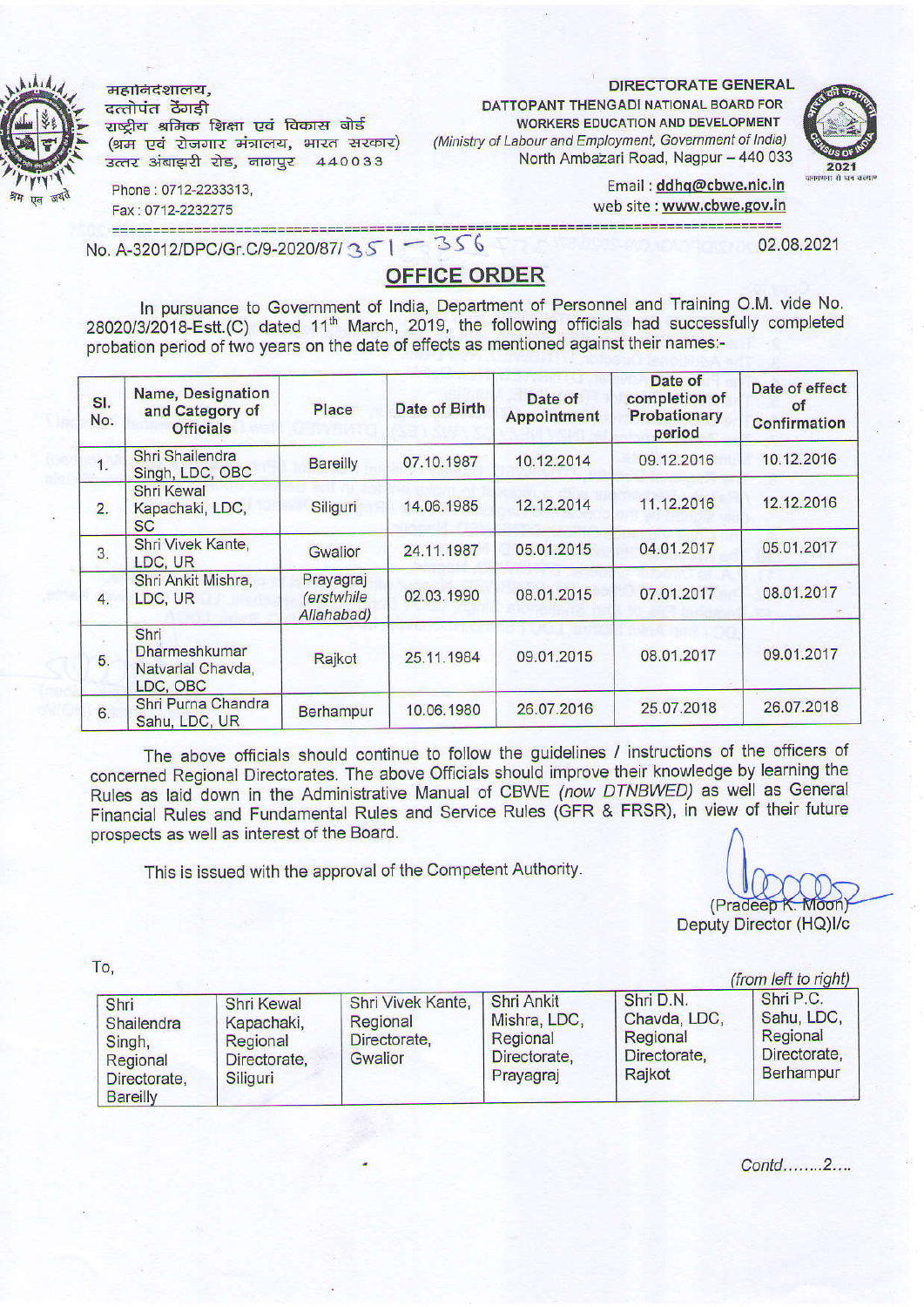महानिदेशालय,
दत्तोपंत ठेंगड़ी
राष्ट्रीय श्रमिक शिक्षा एवं विकास बोर्ड
(श्रम एवं रोजगार मंत्रालय, भारत सरकार)
उत्तर अंबाझरी रोड, नागपुर 440033

Phone : 0712-2233313,
Fax : 0712-2232275

**DIRECTORATE GENERAL**
**DATTOPANT THENGADI NATIONAL BOARD FOR WORKERS EDUCATION AND DEVELOPMENT**
*(Ministry of Labour and Employment, Government of India)*
North Ambazari Road, Nagpur – 440 033

Email : ddhq@cbwe.nic.in
web site : www.cbwe.gov.in

No. A-32012/DPC/Gr.C/9-2020/87/ 351 – 356 — 02.08.2021

## OFFICE ORDER

In pursuance to Government of India, Department of Personnel and Training O.M. vide No. 28020/3/2018-Estt.(C) dated 11th March, 2019, the following officials had successfully completed probation period of two years on the date of effects as mentioned against their names:-

| Sl. No. | Name, Designation and Category of Officials | Place | Date of Birth | Date of Appointment | Date of completion of Probationary period | Date of effect of Confirmation |
|---|---|---|---|---|---|---|
| 1. | Shri Shailendra Singh, LDC, OBC | Bareilly | 07.10.1987 | 10.12.2014 | 09.12.2016 | 10.12.2016 |
| 2. | Shri Kewal Kapachaki, LDC, SC | Siliguri | 14.06.1985 | 12.12.2014 | 11.12.2016 | 12.12.2016 |
| 3. | Shri Vivek Kante, LDC, UR | Gwalior | 24.11.1987 | 05.01.2015 | 04.01.2017 | 05.01.2017 |
| 4. | Shri Ankit Mishra, LDC, UR | Prayagraj *(erstwhile Allahabad)* | 02.03.1990 | 08.01.2015 | 07.01.2017 | 08.01.2017 |
| 5. | Shri Dharmeshkumar Natvarlal Chavda, LDC, OBC | Rajkot | 25.11.1984 | 09.01.2015 | 08.01.2017 | 09.01.2017 |
| 6. | Shri Purna Chandra Sahu, LDC, UR | Berhampur | 10.06.1980 | 26.07.2016 | 25.07.2018 | 26.07.2018 |

The above officials should continue to follow the guidelines / instructions of the officers of concerned Regional Directorates. The above Officials should improve their knowledge by learning the Rules as laid down in the Administrative Manual of CBWE *(now DTNBWED)* as well as General Financial Rules and Fundamental Rules and Service Rules (GFR & FRSR), in view of their future prospects as well as interest of the Board.

This is issued with the approval of the Competent Authority.

(Pradeep K. Moon)
Deputy Director (HQ)I/c

To,

*(from left to right)*

| Shri Shailendra Singh, Regional Directorate, Bareilly | Shri Kewal Kapachaki, Regional Directorate, Siliguri | Shri Vivek Kante, Regional Directorate, Gwalior | Shri Ankit Mishra, LDC, Regional Directorate, Prayagraj | Shri D.N. Chavda, LDC, Regional Directorate, Rajkot | Shri P.C. Sahu, LDC, Regional Directorate, Berhampur |
|---|---|---|---|---|---|

Contd........2....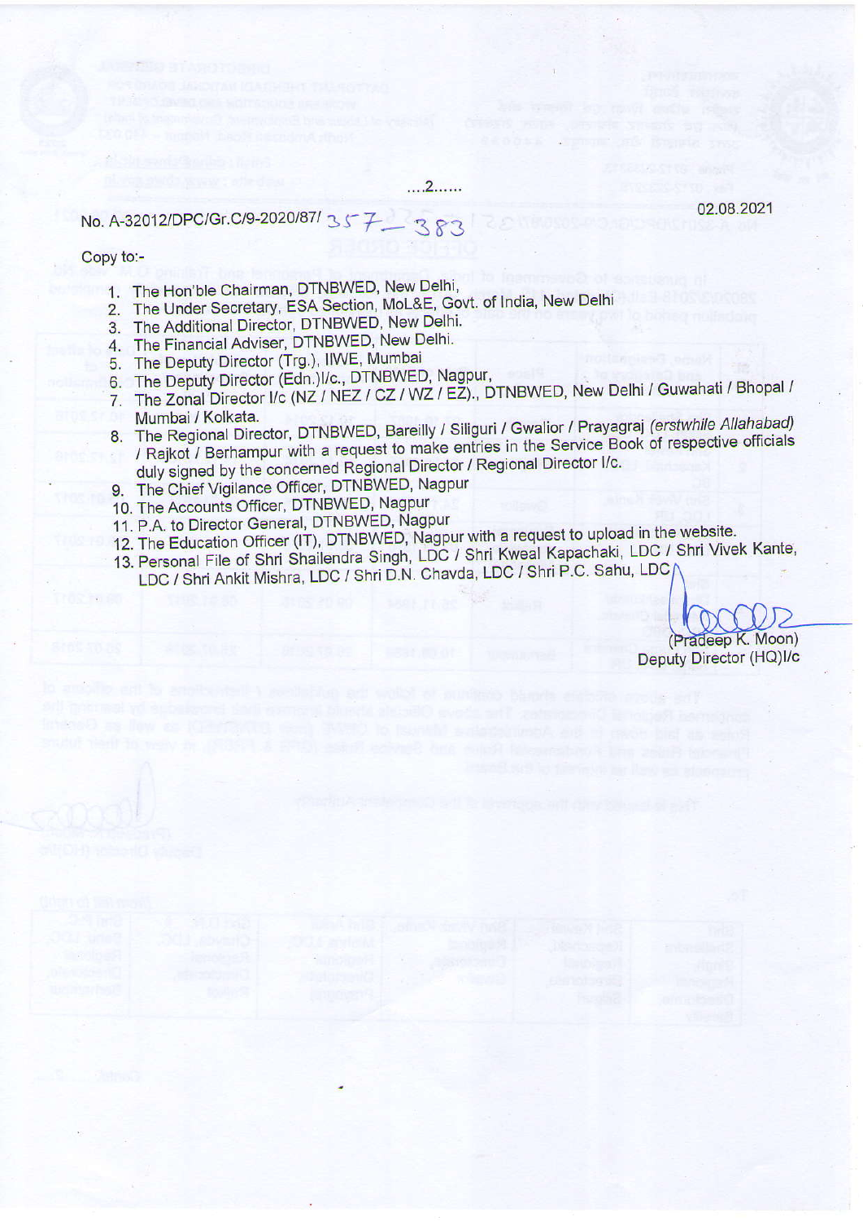No. A-32012/DPC/Gr.C/9-2020/87/ 357 – 383

02.08.2021

Copy to:-

1. The Hon'ble Chairman, DTNBWED, New Delhi,
2. The Under Secretary, ESA Section, MoL&E, Govt. of India, New Delhi
3. The Additional Director, DTNBWED, New Delhi.
4. The Financial Adviser, DTNBWED, New Delhi.
5. The Deputy Director (Trg.), IIWE, Mumbai
6. The Deputy Director (Edn.)I/c., DTNBWED, Nagpur,
7. The Zonal Director I/c (NZ / NEZ / CZ / WZ / EZ)., DTNBWED, New Delhi / Guwahati / Bhopal / Mumbai / Kolkata.
8. The Regional Director, DTNBWED, Bareilly / Siliguri / Gwalior / Prayagraj *(erstwhile Allahabad)* / Rajkot / Berhampur with a request to make entries in the Service Book of respective officials duly signed by the concerned Regional Director / Regional Director I/c.
9. The Chief Vigilance Officer, DTNBWED, Nagpur
10. The Accounts Officer, DTNBWED, Nagpur
11. P.A. to Director General, DTNBWED, Nagpur
12. The Education Officer (IT), DTNBWED, Nagpur with a request to upload in the website.
13. Personal File of Shri Shailendra Singh, LDC / Shri Kweal Kapachaki, LDC / Shri Vivek Kante, LDC / Shri Ankit Mishra, LDC / Shri D.N. Chavda, LDC / Shri P.C. Sahu, LDC

(Pradeep K. Moon)
Deputy Director (HQ)I/c